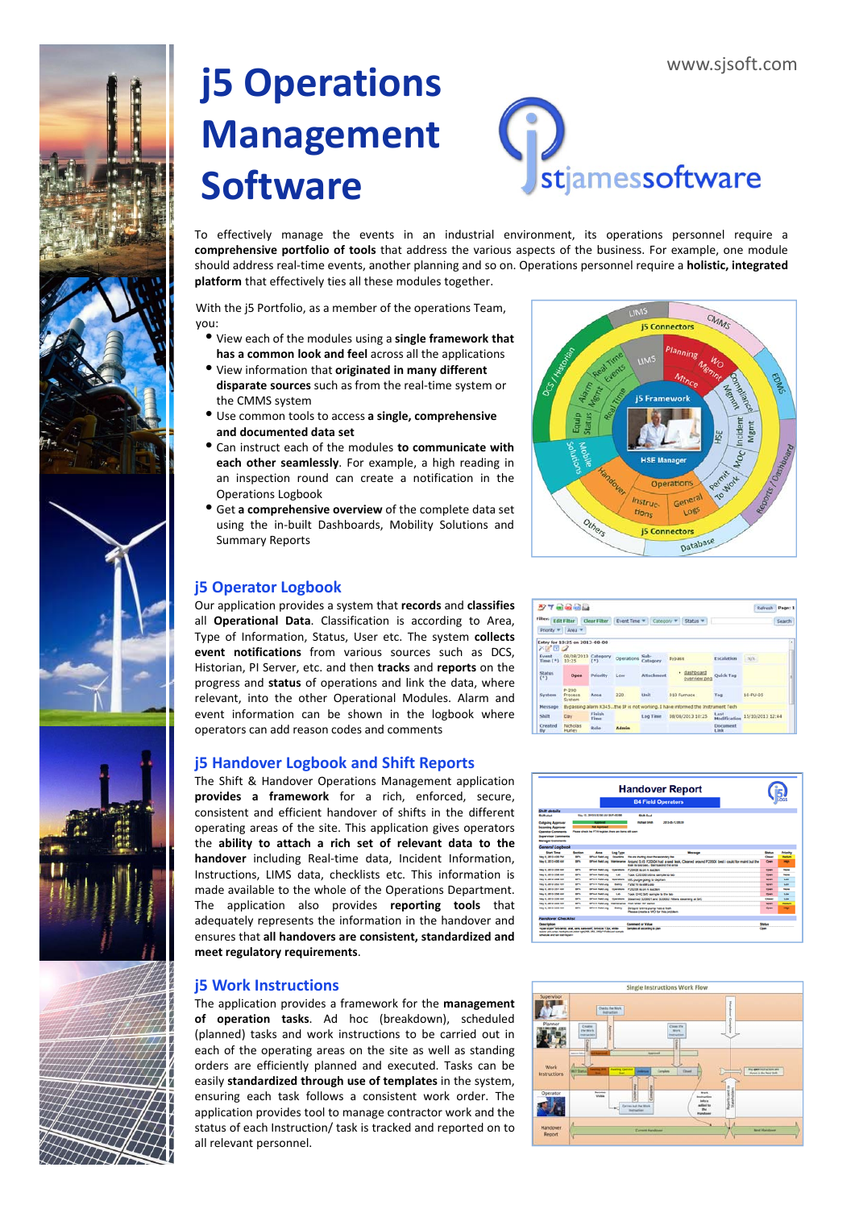www.sjsoft.com

# j5 Operations Management Software

stjamessoftware

To effectively manage the events in an industrial environment, its operations personnel require a **comprehensive portfolio of tools** that address the various aspects of the business. For example, one module should address real-time events, another planning and so on. Operations personnel require a **holistic, integrated platform** that effectively ties all these modules together.

With the j5 Portfolio, as a member of the operations Team, you:

- View each of the modules using a **single framework that has a common look and feel** across all the applications
- View information that **originated in many different disparate sources** such as from the real-time system or the CMMS system
- Use common tools to access **a single, comprehensive and documented data set**
- Can instruct each of the modules **to communicate with each other seamlessly**. For example, a high reading in an inspection round can create a notification in the Operations Logbook
- Get **a comprehensive overview** of the complete data set using the in-built Dashboards, Mobility Solutions and Summary Reports

## j5 Operator Logbook

Our application provides a system that **records** and **classifies** all **Operational Data**. Classification is according to Area, Type of Information, Status, User etc. The system **collects event notifications** from various sources such as DCS, Historian, PI Server, etc. and then **tracks** and **reports** on the progress and **status** of operations and link the data, where relevant, into the other Operational Modules. Alarm and event information can be shown in the logbook where operators can add reason codes and comments

## j5 Handover Logbook and Shift Reports

The Shift & Handover Operations Management application **provides a framework** for a rich, enforced, secure, consistent and efficient handover of shifts in the different operating areas of the site. This application gives operators the **ability to attach a rich set of relevant data to the handover** including Real-time data, Incident Information, Instructions, LIMS data, checklists etc. This information is made available to the whole of the Operations Department. The application also provides **reporting tools** that adequately represents the information in the handover and ensures that **all handovers are consistent, standardized and meet regulatory requirements**.

## j5 Work Instructions

The application provides a framework for the **management of operation tasks**. Ad hoc (breakdown), scheduled (planned) tasks and work instructions to be carried out in each of the operating areas on the site as well as standing orders are efficiently planned and executed. Tasks can be easily **standardized through use of templates** in the system, ensuring each task follows a consistent work order. The application provides tool to manage contractor work and the status of each Instruction/ task is tracked and reported on to all relevant personnel.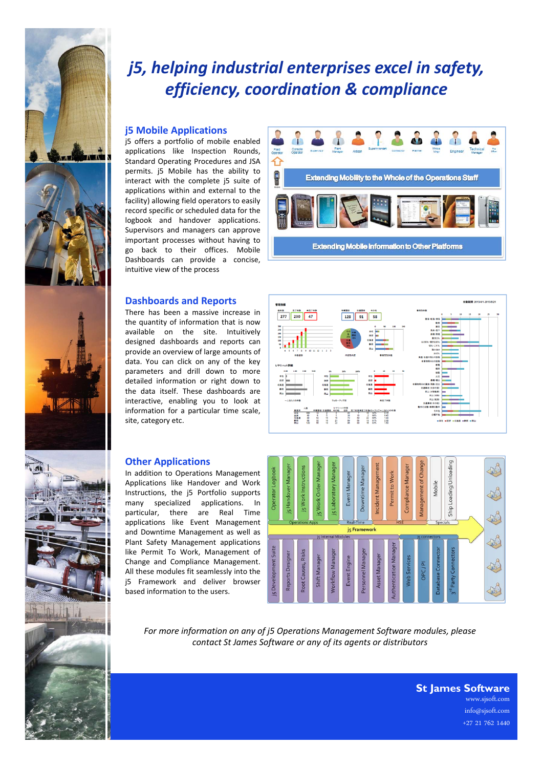# *j5, helping industrial enterprises excel in safety, efficiency, coordination & compliance*

## j5 Mobile Applications

j5 offers a portfolio of mobile enabled applications like Inspection Rounds, Standard Operating Procedures and JSA permits. j5 Mobile has the ability to interact with the complete j5 suite of applications within and external to the facility) allowing field operators to easily record specific or scheduled data for the logbook and handover applications. Supervisors and managers can approve important processes without having to go back to their offices. Mobile Dashboards can provide a concise, intuitive view of the process

Extending Mobility to the Whole of the Operations Staff

Extending Mobile Information to Other Platforms

## Dashboards and Reports

There has been a massive increase in the quantity of information that is now available on the site. Intuitively designed dashboards and reports can provide an overview of large amounts of data. You can click on any of the key parameters and drill down to more detailed information or right down to the data itself. These dashboards are interactive, enabling you to look at information for a particular time scale, site, category etc.

## Other Applications

In addition to Operations Management Applications like Handover and Work Instructions, the j5 Portfolio supports many specialized applications. In particular, there are Real Time applications like Event Management and Downtime Management as well as Plant Safety Management applications like Permit To Work, Management of Change and Compliance Management. All these modules fit seamlessly into the j5 Framework and deliver browser based information to the users.

Operator Logbook
j5 Handover Manager
j5 Work Instructions
j5 Work Order Manager
j5 Laboratory Manager
Event Manager
Downtime Manager
Incident Management
Permit to Work
Compliance Manager
Management of Change
Mobile
Ship Loading/Unloading

Operations Apps
Real-Time
HSE
Specials

j5 Framework

j5 Internal Modules
j5 connectors

j5 Development Suite
Reports Designer
Root Causes, Risks
Shift Manager
Workflow Manager
Event Engine
Personnel Manager
Asset Manager
Authentication Manager
Web Services
OPC / PI
Database Connector
3rd Party Connectors

*For more information on any of j5 Operations Management Software modules, please contact St James Software or any of its agents or distributors*

**St James Software**
www.sjsoft.com
info@sjsoft.com
+27 21 762 1440